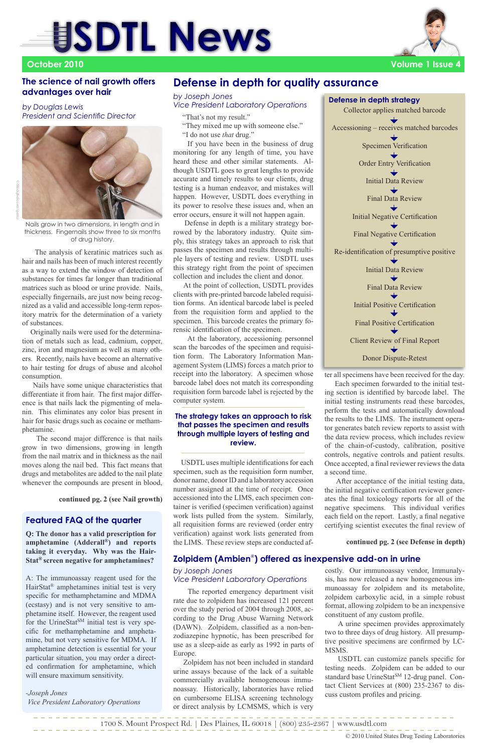# USDTL News

October 2010

## The science of nail growth offers advantages over hair

*by Douglas Lewis*
*President and Scientific Director*

Nails grow in two dimensions, in length and in thickness. Fingernails show three to six months of drug history.

The analysis of keratinic matrices such as hair and nails has been of much interest recently as a way to extend the window of detection of substances for times far longer than traditional matrices such as blood or urine provide. Nails, especially fingernails, are just now being recognized as a valid and accessible long-term repository matrix for the determination of a variety of substances.

Originally nails were used for the determination of metals such as lead, cadmium, copper, zinc, iron and magnesium as well as many others. Recently, nails have become an alternative to hair testing for drugs of abuse and alcohol consumption.

Nails have some unique characteristics that differentiate it from hair. The first major difference is that nails lack the pigmenting of melanin. This eliminates any color bias present in hair for basic drugs such as cocaine or methamphetamine.

The second major difference is that nails grow in two dimensions, growing in length from the nail matrix and in thickness as the nail moves along the nail bed. This fact means that drugs and metabolites are added to the nail plate whenever the compounds are present in blood,

**continued pg. 2 (see Nail growth)**

## Featured FAQ of the quarter

**Q: The donor has a valid prescription for amphetamine (Adderall®) and reports taking it everyday. Why was the HairStat® screen negative for amphetamines?**

A: The immunoassay reagent used for the HairStat® amphetamines initial test is very specific for methamphetamine and MDMA (ecstasy) and is not very sensitive to amphetamine itself. However, the reagent used for the UrineStat℠ initial test is very specific for methamphetamine and amphetamine, but not very sensitive for MDMA. If amphetamine detection is essential for your particular situation, you may order a directed confirmation for amphetamine, which will ensure maximum sensitivity.

*-Joseph Jones*
*Vice President Laboratory Operations*

## Defense in depth for quality assurance

*by Joseph Jones*
*Vice President Laboratory Operations*

"That's not my result."
"They mixed me up with someone else."
"I do not use *that* drug."

If you have been in the business of drug monitoring for any length of time, you have heard these and other similar statements. Although USDTL goes to great lengths to provide accurate and timely results to our clients, drug testing is a human endeavor, and mistakes will happen. However, USDTL does everything in its power to resolve these issues and, when an error occurs, ensure it will not happen again.

Defense in depth is a military strategy borrowed by the laboratory industry. Quite simply, this strategy takes an approach to risk that passes the specimen and results through multiple layers of testing and review. USDTL uses this strategy right from the point of specimen collection and includes the client and donor.

At the point of collection, USDTL provides clients with pre-printed barcode labeled requisition forms. An identical barcode label is peeled from the requisition form and applied to the specimen. This barcode creates the primary forensic identification of the specimen.

At the laboratory, accessioning personnel scan the barcodes of the specimen and requisition form. The Laboratory Information Management System (LIMS) forces a match prior to receipt into the laboratory. A specimen whose barcode label does not match its corresponding requisition form barcode label is rejected by the computer system.

> **The strategy takes an approach to risk that passes the specimen and results through multiple layers of testing and review.**

USDTL uses multiple identifications for each specimen, such as the requisition form number, donor name, donor ID and a laboratory accession number assigned at the time of receipt. Once accessioned into the LIMS, each specimen container is verified (specimen verification) against work lists pulled from the system. Similarly, all requisition forms are reviewed (order entry verification) against work lists generated from the LIMS. These review steps are conducted after all specimens have been received for the day.

Each specimen forwarded to the initial testing section is identified by barcode label. The initial testing instruments read these barcodes, perform the tests and automatically download the results to the LIMS. The instrument operator generates batch review reports to assist with the data review process, which includes review of the chain-of-custody, calibration, positive controls, negative controls and patient results. Once accepted, a final reviewer reviews the data a second time.

After acceptance of the initial testing data, the initial negative certification reviewer generates the final toxicology reports for all of the negative specimens. This individual verifies each field on the report. Lastly, a final negative certifying scientist executes the final review of

**continued pg. 2 (see Defense in depth)**

### Defense in depth strategy

Collector applies matched barcode
↓
Accessioning – receives matched barcodes
↓
Specimen Verification
↓
Order Entry Verification
↓
Initial Data Review
↓
Final Data Review
↓
Initial Negative Certification
↓
Final Negative Certification
↓
Re-identification of presumptive positive
↓
Initial Data Review
↓
Final Data Review
↓
Initial Positive Certification
↓
Final Positive Certification
↓
Client Review of Final Report
↓
Donor Dispute-Retest

## Zolpidem (Ambien®) offered as inexpensive add-on in urine

*by Joseph Jones*
*Vice President Laboratory Operations*

The reported emergency department visit rate due to zolpidem has increased 121 percent over the study period of 2004 through 2008, according to the Drug Abuse Warning Network (DAWN). Zolpidem, classified as a non-benzodiazepine hypnotic, has been prescribed for use as a sleep-aide as early as 1992 in parts of Europe.

Zolpidem has not been included in standard urine assays because of the lack of a suitable commercially available homogeneous immunoassay. Historically, laboratories have relied on cumbersome ELISA screening technology or direct analysis by LCMSMS, which is very costly. Our immunoassay vendor, Immunalysis, has now released a new homogeneous immunoassay for zolpidem and its metabolite, zolpidem carboxylic acid, in a simple robust format, allowing zolpidem to be an inexpensive constituent of any custom profile.

A urine specimen provides approximately two to three days of drug history. All presumptive positive specimens are confirmed by LC-MSMS.

USDTL can customize panels specific for testing needs. Zolpidem can be added to our standard base UrineStat℠ 12-drug panel. Contact Client Services at (800) 235-2367 to discuss custom profiles and pricing.

1700 S. Mount Prospect Rd. | Des Plaines, IL 60018 | (800) 235-2367 | www.usdtl.com

© 2010 United States Drug Testing Laboratories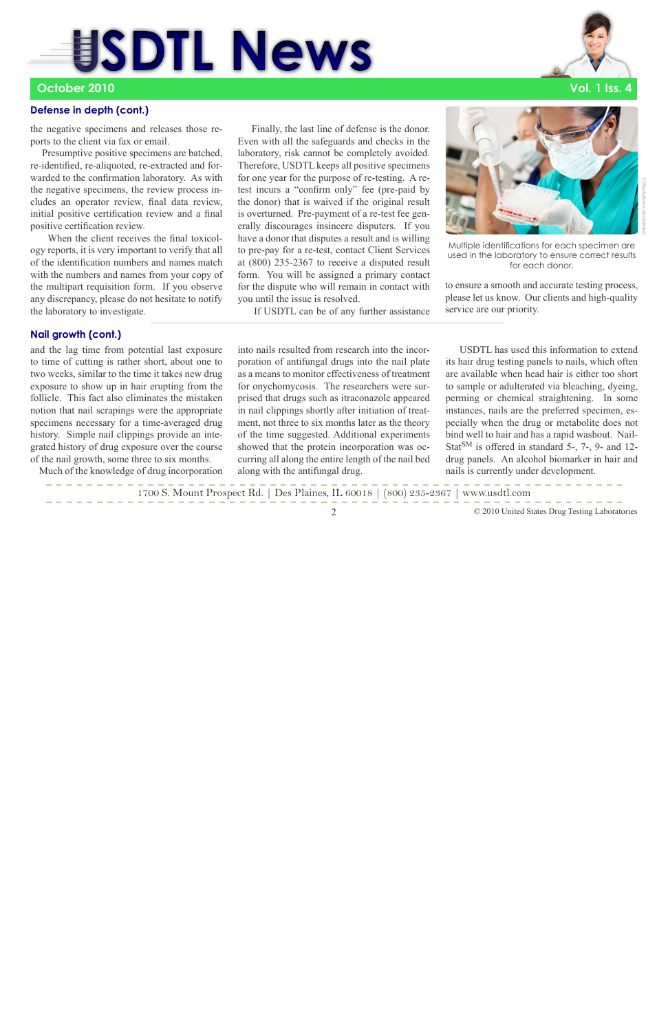## Defense in depth (cont.)

the negative specimens and releases those reports to the client via fax or email.

Presumptive positive specimens are batched, re-identified, re-aliquoted, re-extracted and forwarded to the confirmation laboratory. As with the negative specimens, the review process includes an operator review, final data review, initial positive certification review and a final positive certification review.

When the client receives the final toxicology reports, it is very important to verify that all of the identification numbers and names match with the numbers and names from your copy of the multipart requisition form. If you observe any discrepancy, please do not hesitate to notify the laboratory to investigate.

Finally, the last line of defense is the donor. Even with all the safeguards and checks in the laboratory, risk cannot be completely avoided. Therefore, USDTL keeps all positive specimens for one year for the purpose of re-testing. A re-test incurs a "confirm only" fee (pre-paid by the donor) that is waived if the original result is overturned. Pre-payment of a re-test fee generally discourages insincere disputers. If you have a donor that disputes a result and is willing to pre-pay for a re-test, contact Client Services at (800) 235-2367 to receive a disputed result form. You will be assigned a primary contact for the dispute who will remain in contact with you until the issue is resolved.

If USDTL can be of any further assistance to ensure a smooth and accurate testing process, please let us know. Our clients and high-quality service are our priority.

Multiple identifications for each specimen are used in the laboratory to ensure correct results for each donor.

## Nail growth (cont.)

and the lag time from potential last exposure to time of cutting is rather short, about one to two weeks, similar to the time it takes new drug exposure to show up in hair erupting from the follicle. This fact also eliminates the mistaken notion that nail scrapings were the appropriate specimens necessary for a time-averaged drug history. Simple nail clippings provide an integrated history of drug exposure over the course of the nail growth, some three to six months.

Much of the knowledge of drug incorporation into nails resulted from research into the incorporation of antifungal drugs into the nail plate as a means to monitor effectiveness of treatment for onychomycosis. The researchers were surprised that drugs such as itraconazole appeared in nail clippings shortly after initiation of treatment, not three to six months later as the theory of the time suggested. Additional experiments showed that the protein incorporation was occurring all along the entire length of the nail bed along with the antifungal drug.

USDTL has used this information to extend its hair drug testing panels to nails, which often are available when head hair is either too short to sample or adulterated via bleaching, dyeing, perming or chemical straightening. In some instances, nails are the preferred specimen, especially when the drug or metabolite does not bind well to hair and has a rapid washout. NailStat[SM] is offered in standard 5-, 7-, 9- and 12-drug panels. An alcohol biomarker in hair and nails is currently under development.

1700 S. Mount Prospect Rd. | Des Plaines, IL 60018 | (800) 235-2367 | www.usdtl.com

© 2010 United States Drug Testing Laboratories